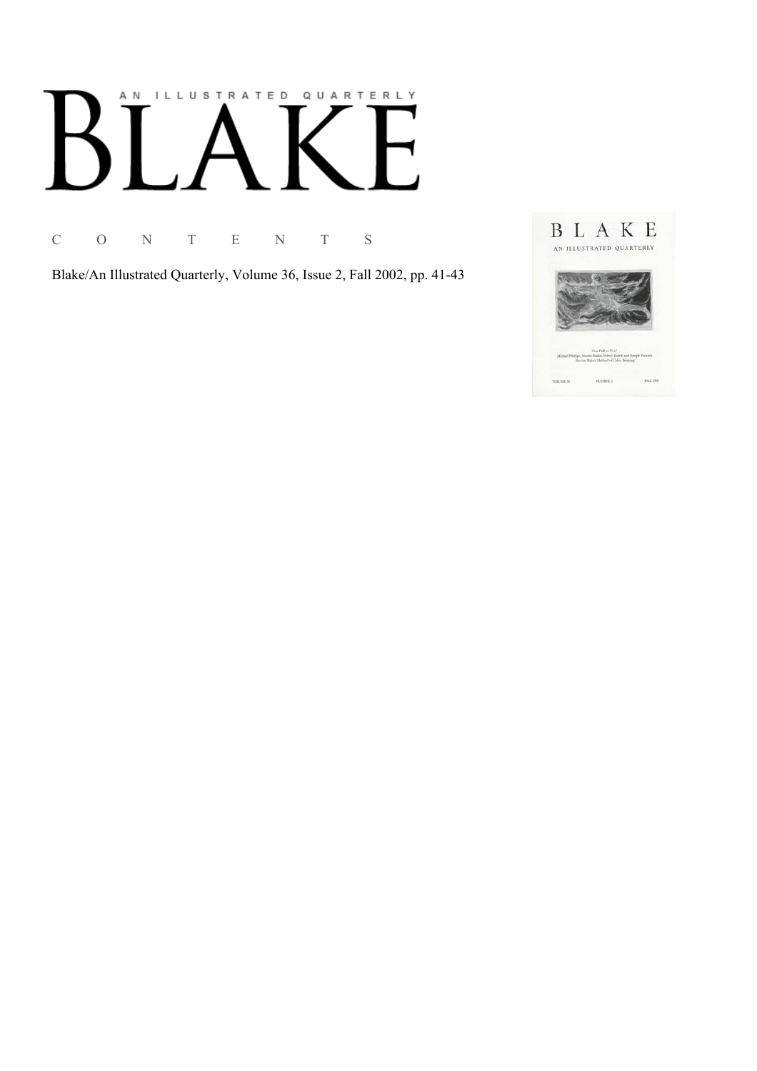# AN ILLUSTRATED QUARTERLY

# BLAKE

C O N T E N T S

Blake/An Illustrated Quarterly, Volume 36, Issue 2, Fall 2002, pp. 41-43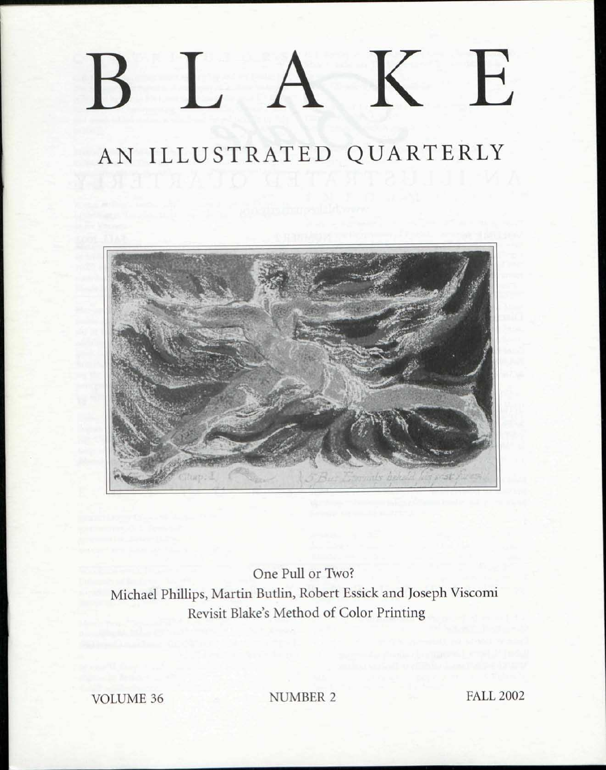# B L A K E

## AN ILLUSTRATED QUARTERLY

One Pull or Two?
Michael Phillips, Martin Butlin, Robert Essick and Joseph Viscomi
Revisit Blake's Method of Color Printing

VOLUME 36 NUMBER 2 FALL 2002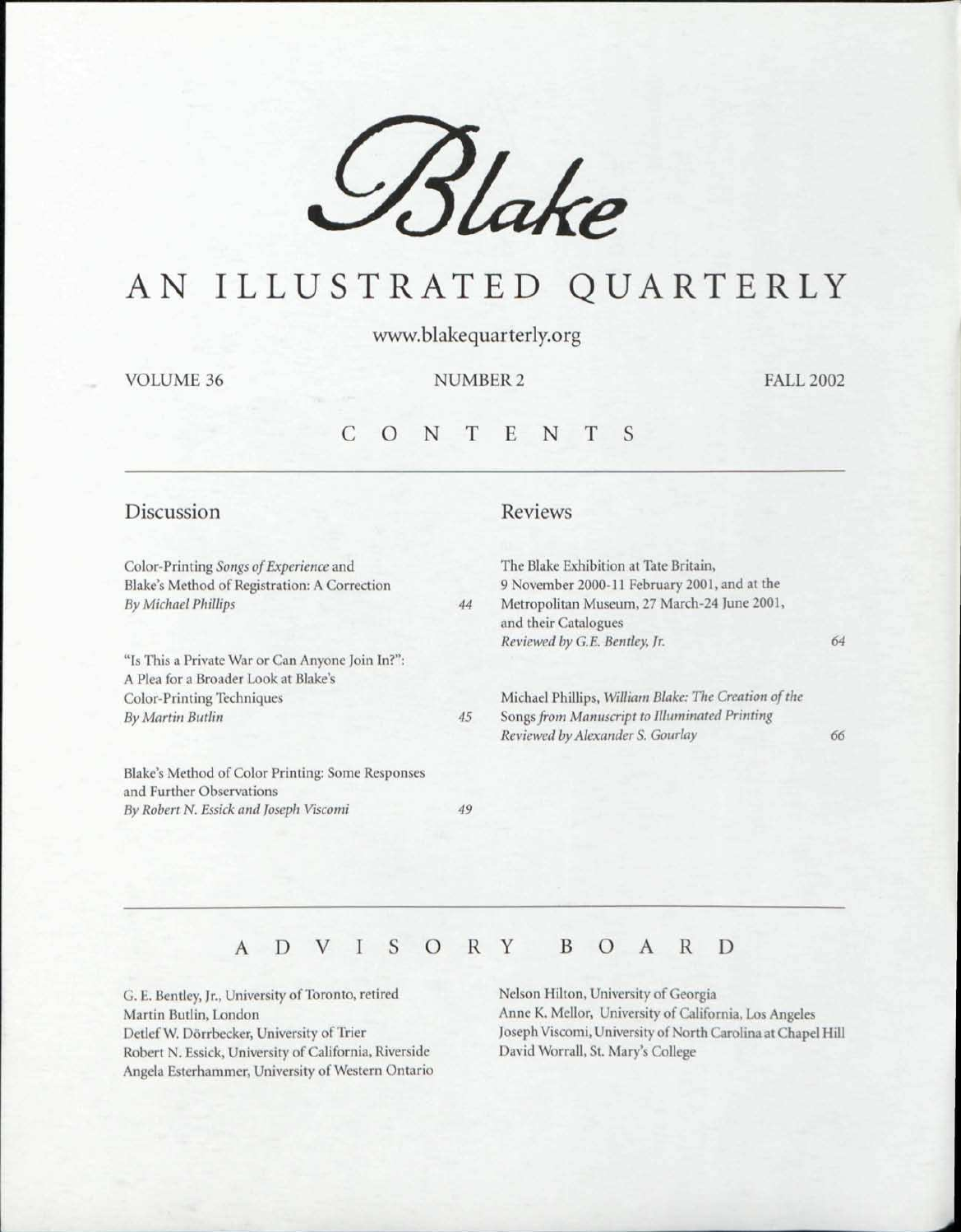# *Blake*

# AN ILLUSTRATED QUARTERLY

www.blakequarterly.org

VOLUME 36 NUMBER 2 FALL 2002

## CONTENTS

### Discussion

Color-Printing *Songs of Experience* and Blake's Method of Registration: A Correction
*By Michael Phillips* 44

"Is This a Private War or Can Anyone Join In?": A Plea for a Broader Look at Blake's Color-Printing Techniques
*By Martin Butlin* 45

Blake's Method of Color Printing: Some Responses and Further Observations
*By Robert N. Essick and Joseph Viscomi* 49

### Reviews

The Blake Exhibition at Tate Britain, 9 November 2000-11 February 2001, and at the Metropolitan Museum, 27 March-24 June 2001, and their Catalogues
*Reviewed by G.E. Bentley, Jr.* 64

Michael Phillips, *William Blake: The Creation of the Songs from Manuscript to Illuminated Printing*
*Reviewed by Alexander S. Gourlay* 66

## ADVISORY BOARD

G. E. Bentley, Jr., University of Toronto, retired
Martin Butlin, London
Detlef W. Dörrbecker, University of Trier
Robert N. Essick, University of California, Riverside
Angela Esterhammer, University of Western Ontario
Nelson Hilton, University of Georgia
Anne K. Mellor, University of California, Los Angeles
Joseph Viscomi, University of North Carolina at Chapel Hill
David Worrall, St. Mary's College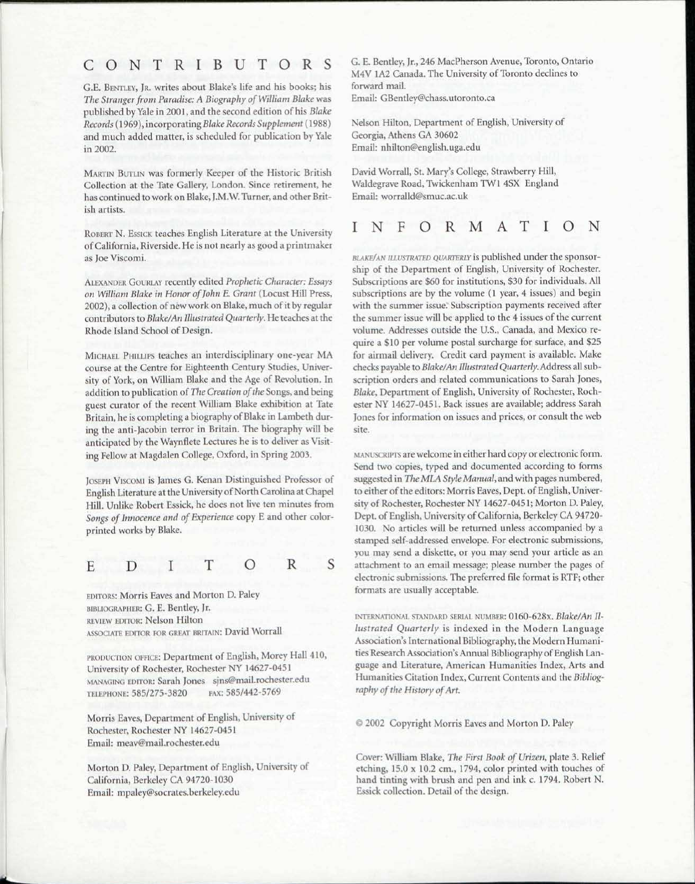# CONTRIBUTORS

G.E. Bentley, Jr. writes about Blake's life and his books; his *The Stranger from Paradise: A Biography of William Blake* was published by Yale in 2001, and the second edition of his *Blake Records* (1969), incorporating *Blake Records Supplement* (1988) and much added matter, is scheduled for publication by Yale in 2002.

Martin Butlin was formerly Keeper of the Historic British Collection at the Tate Gallery, London. Since retirement, he has continued to work on Blake, J.M.W. Turner, and other British artists.

Robert N. Essick teaches English Literature at the University of California, Riverside. He is not nearly as good a printmaker as Joe Viscomi.

Alexander Gourlay recently edited *Prophetic Character: Essays on William Blake in Honor of John E. Grant* (Locust Hill Press, 2002), a collection of new work on Blake, much of it by regular contributors to *Blake/An Illustrated Quarterly*. He teaches at the Rhode Island School of Design.

Michael Phillips teaches an interdisciplinary one-year MA course at the Centre for Eighteenth Century Studies, University of York, on William Blake and the Age of Revolution. In addition to publication of *The Creation of the* Songs, and being guest curator of the recent William Blake exhibition at Tate Britain, he is completing a biography of Blake in Lambeth during the anti-Jacobin terror in Britain. The biography will be anticipated by the Waynflete Lectures he is to deliver as Visiting Fellow at Magdalen College, Oxford, in Spring 2003.

Joseph Viscomi is James G. Kenan Distinguished Professor of English Literature at the University of North Carolina at Chapel Hill. Unlike Robert Essick, he does not live ten minutes from *Songs of Innocence and of Experience* copy E and other color-printed works by Blake.

# EDITORS

EDITORS: Morris Eaves and Morton D. Paley
BIBLIOGRAPHER: G. E. Bentley, Jr.
REVIEW EDITOR: Nelson Hilton
ASSOCIATE EDITOR FOR GREAT BRITAIN: David Worrall

PRODUCTION OFFICE: Department of English, Morey Hall 410, University of Rochester, Rochester NY 14627-0451
MANAGING EDITOR: Sarah Jones sjns@mail.rochester.edu
TELEPHONE: 585/275-3820 FAX: 585/442-5769

Morris Eaves, Department of English, University of Rochester, Rochester NY 14627-0451
Email: meav@mail.rochester.edu

Morton D. Paley, Department of English, University of California, Berkeley CA 94720-1030
Email: mpaley@socrates.berkeley.edu

G. E. Bentley, Jr., 246 MacPherson Avenue, Toronto, Ontario M4V 1A2 Canada. The University of Toronto declines to forward mail.
Email: GBentley@chass.utoronto.ca

Nelson Hilton, Department of English, University of Georgia, Athens GA 30602
Email: nhilton@english.uga.edu

David Worrall, St. Mary's College, Strawberry Hill, Waldegrave Road, Twickenham TW1 4SX England
Email: worralld@smuc.ac.uk

# INFORMATION

*BLAKE/AN ILLUSTRATED QUARTERLY* is published under the sponsorship of the Department of English, University of Rochester. Subscriptions are $60 for institutions, $30 for individuals. All subscriptions are by the volume (1 year, 4 issues) and begin with the summer issue. Subscription payments received after the summer issue will be applied to the 4 issues of the current volume. Addresses outside the U.S., Canada, and Mexico require a $10 per volume postal surcharge for surface, and $25 for airmail delivery. Credit card payment is available. Make checks payable to *Blake/An Illustrated Quarterly*. Address all subscription orders and related communications to Sarah Jones, *Blake*, Department of English, University of Rochester, Rochester NY 14627-0451. Back issues are available; address Sarah Jones for information on issues and prices, or consult the web site.

MANUSCRIPTS are welcome in either hard copy or electronic form. Send two copies, typed and documented according to forms suggested in *The MLA Style Manual*, and with pages numbered, to either of the editors: Morris Eaves, Dept. of English, University of Rochester, Rochester NY 14627-0451; Morton D. Paley, Dept. of English, University of California, Berkeley CA 94720-1030. No articles will be returned unless accompanied by a stamped self-addressed envelope. For electronic submissions, you may send a diskette, or you may send your article as an attachment to an email message; please number the pages of electronic submissions. The preferred file format is RTF; other formats are usually acceptable.

INTERNATIONAL STANDARD SERIAL NUMBER: 0160-628x. *Blake/An Illustrated Quarterly* is indexed in the Modern Language Association's International Bibliography, the Modern Humanities Research Association's Annual Bibliography of English Language and Literature, American Humanities Index, Arts and Humanities Citation Index, Current Contents and the *Bibliography of the History of Art.*

© 2002 Copyright Morris Eaves and Morton D. Paley

Cover: William Blake, *The First Book of Urizen*, plate 3. Relief etching, 15.0 x 10.2 cm., 1794, color printed with touches of hand tinting with brush and pen and ink c. 1794. Robert N. Essick collection. Detail of the design.